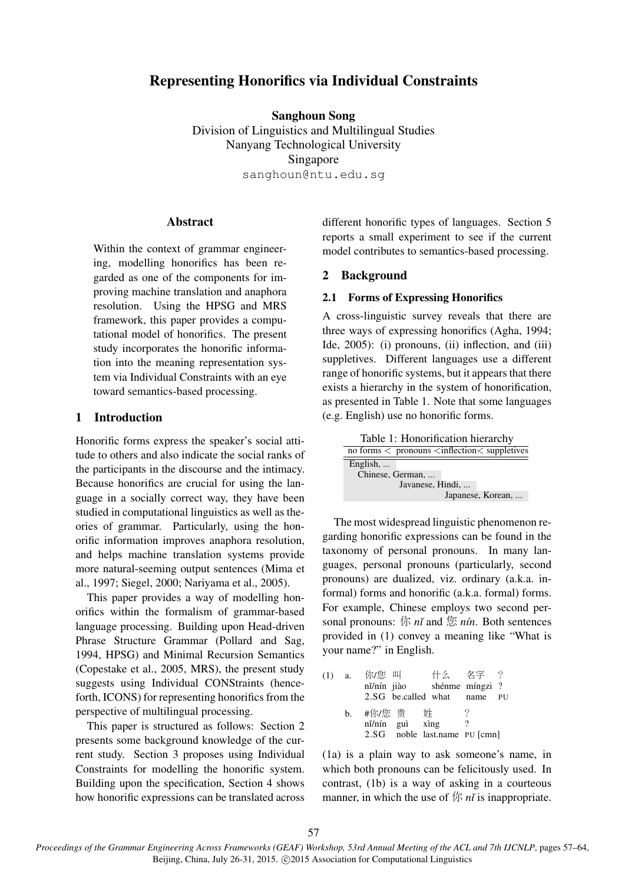# Representing Honorifics via Individual Constraints

**Sanghoun Song**
Division of Linguistics and Multilingual Studies
Nanyang Technological University
Singapore
sanghoun@ntu.edu.sg

## Abstract

Within the context of grammar engineering, modelling honorifics has been regarded as one of the components for improving machine translation and anaphora resolution. Using the HPSG and MRS framework, this paper provides a computational model of honorifics. The present study incorporates the honorific information into the meaning representation system via Individual Constraints with an eye toward semantics-based processing.

## 1 Introduction

Honorific forms express the speaker's social attitude to others and also indicate the social ranks of the participants in the discourse and the intimacy. Because honorifics are crucial for using the language in a socially correct way, they have been studied in computational linguistics as well as theories of grammar. Particularly, using the honorific information improves anaphora resolution, and helps machine translation systems provide more natural-seeming output sentences (Mima et al., 1997; Siegel, 2000; Nariyama et al., 2005).

This paper provides a way of modelling honorifics within the formalism of grammar-based language processing. Building upon Head-driven Phrase Structure Grammar (Pollard and Sag, 1994, HPSG) and Minimal Recursion Semantics (Copestake et al., 2005, MRS), the present study suggests using Individual CONStraints (henceforth, ICONS) for representing honorifics from the perspective of multilingual processing.

This paper is structured as follows: Section 2 presents some background knowledge of the current study. Section 3 proposes using Individual Constraints for modelling the honorific system. Building upon the specification, Section 4 shows how honorific expressions can be translated across different honorific types of languages. Section 5 reports a small experiment to see if the current model contributes to semantics-based processing.

## 2 Background

### 2.1 Forms of Expressing Honorifics

A cross-linguistic survey reveals that there are three ways of expressing honorifics (Agha, 1994; Ide, 2005): (i) pronouns, (ii) inflection, and (iii) suppletives. Different languages use a different range of honorific systems, but it appears that there exists a hierarchy in the system of honorification, as presented in Table 1. Note that some languages (e.g. English) use no honorific forms.

Table 1: Honorification hierarchy

| no forms < | pronouns < | inflection < | suppletives |
|---|---|---|---|
| English, ... | | | |
| | Chinese, German, ... | | |
| | | Javanese, Hindi, ... | |
| | | | Japanese, Korean, ... |

The most widespread linguistic phenomenon regarding honorific expressions can be found in the taxonomy of personal pronouns. In many languages, personal pronouns (particularly, second pronouns) are dualized, viz. ordinary (a.k.a. informal) forms and honorific (a.k.a. formal) forms. For example, Chinese employs two second personal pronouns: 你 *nǐ* and 您 *nín*. Both sentences provided in (1) convey a meaning like "What is your name?" in English.

(1) a. 你/您 叫 什么 名字 ？
nǐ/nín jiào shénme míngzi ?
2.SG be.called what name PU

b. #你/您 贵 姓 ？
nǐ/nín guì xìng ?
2.SG noble last.name PU [cmn]

(1a) is a plain way to ask someone's name, in which both pronouns can be felicitously used. In contrast, (1b) is a way of asking in a courteous manner, in which the use of 你 *nǐ* is inappropriate.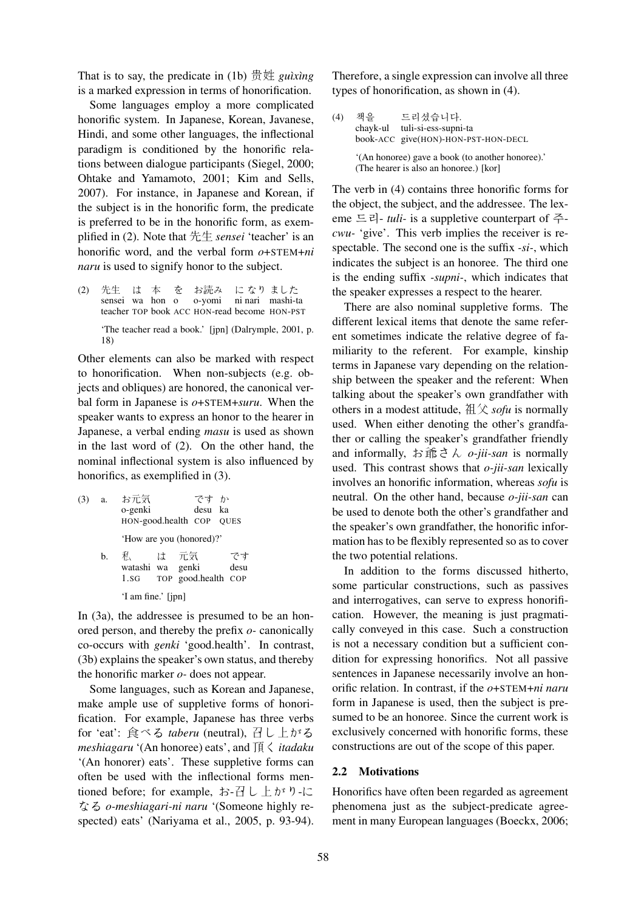That is to say, the predicate in (1b) 贵姓 *guìxìng* is a marked expression in terms of honorification.

Some languages employ a more complicated honorific system. In Japanese, Korean, Javanese, Hindi, and some other languages, the inflectional paradigm is conditioned by the honorific relations between dialogue participants (Siegel, 2000; Ohtake and Yamamoto, 2001; Kim and Sells, 2007). For instance, in Japanese and Korean, if the subject is in the honorific form, the predicate is preferred to be in the honorific form, as exemplified in (2). Note that 先生 *sensei* 'teacher' is an honorific word, and the verbal form *o*+STEM+*ni naru* is used to signify honor to the subject.

(2) 先生 は 本 を お読み になり ました
sensei wa hon o o-yomi ni nari mashi-ta
teacher TOP book ACC HON-read become HON-PST

'The teacher read a book.' [jpn] (Dalrymple, 2001, p. 18)

Other elements can also be marked with respect to honorification. When non-subjects (e.g. objects and obliques) are honored, the canonical verbal form in Japanese is *o*+STEM+*suru*. When the speaker wants to express an honor to the hearer in Japanese, a verbal ending *masu* is used as shown in the last word of (2). On the other hand, the nominal inflectional system is also influenced by honorifics, as exemplified in (3).

(3) a. お元気 です か
o-genki desu ka
HON-good.health COP QUES

'How are you (honored)?'

b. 私 は 元気 です
watashi wa genki desu
1.SG TOP good.health COP

'I am fine.' [jpn]

In (3a), the addressee is presumed to be an honored person, and thereby the prefix *o-* canonically co-occurs with *genki* 'good.health'. In contrast, (3b) explains the speaker's own status, and thereby the honorific marker *o-* does not appear.

Some languages, such as Korean and Japanese, make ample use of suppletive forms of honorification. For example, Japanese has three verbs for 'eat': 食べる *taberu* (neutral), 召し上がる *meshiagaru* '(An honoree) eats', and 頂く *itadaku* '(An honorer) eats'. These suppletive forms can often be used with the inflectional forms mentioned before; for example, お-召し上がり-になる *o-meshiagari-ni naru* '(Someone highly respected) eats' (Nariyama et al., 2005, p. 93-94). Therefore, a single expression can involve all three types of honorification, as shown in (4).

(4) 책을 드리셨습니다.
chayk-ul tuli-si-ess-supni-ta
book-ACC give(HON)-HON-PST-HON-DECL

'(An honoree) gave a book (to another honoree).'
(The hearer is also an honoree.) [kor]

The verb in (4) contains three honorific forms for the object, the subject, and the addressee. The lexeme 드리- *tuli-* is a suppletive counterpart of 주- *cwu-* 'give'. This verb implies the receiver is respectable. The second one is the suffix *-si-*, which indicates the subject is an honoree. The third one is the ending suffix *-supni-*, which indicates that the speaker expresses a respect to the hearer.

There are also nominal suppletive forms. The different lexical items that denote the same referent sometimes indicate the relative degree of familiarity to the referent. For example, kinship terms in Japanese vary depending on the relationship between the speaker and the referent: When talking about the speaker's own grandfather with others in a modest attitude, 祖父 *sofu* is normally used. When either denoting the other's grandfather or calling the speaker's grandfather friendly and informally, お爺さん *o-jii-san* is normally used. This contrast shows that *o-jii-san* lexically involves an honorific information, whereas *sofu* is neutral. On the other hand, because *o-jii-san* can be used to denote both the other's grandfather and the speaker's own grandfather, the honorific information has to be flexibly represented so as to cover the two potential relations.

In addition to the forms discussed hitherto, some particular constructions, such as passives and interrogatives, can serve to express honorification. However, the meaning is just pragmatically conveyed in this case. Such a construction is not a necessary condition but a sufficient condition for expressing honorifics. Not all passive sentences in Japanese necessarily involve an honorific relation. In contrast, if the *o*+STEM+*ni naru* form in Japanese is used, then the subject is presumed to be an honoree. Since the current work is exclusively concerned with honorific forms, these constructions are out of the scope of this paper.

## 2.2 Motivations

Honorifics have often been regarded as agreement phenomena just as the subject-predicate agreement in many European languages (Boeckx, 2006;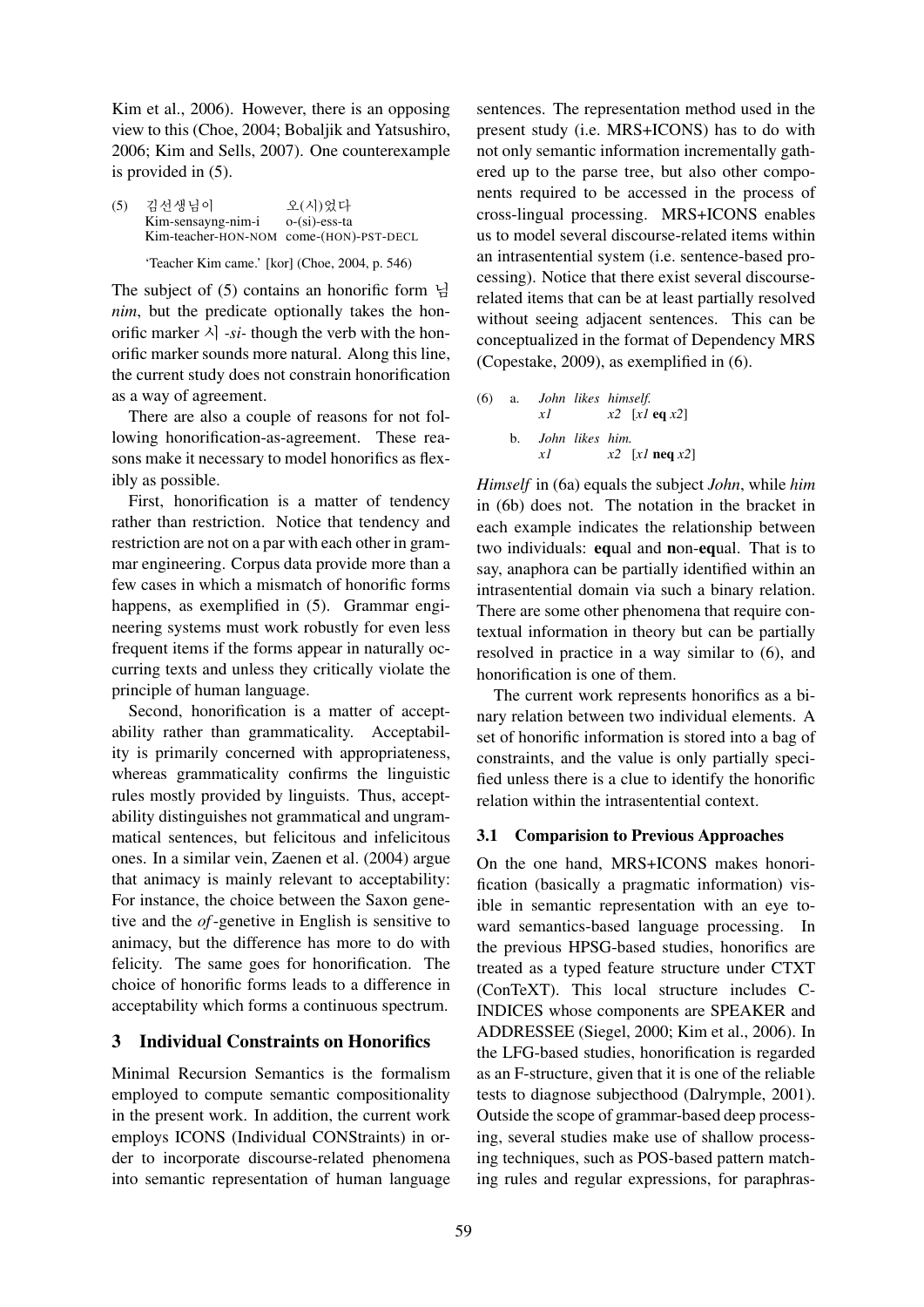Kim et al., 2006). However, there is an opposing view to this (Choe, 2004; Bobaljik and Yatsushiro, 2006; Kim and Sells, 2007). One counterexample is provided in (5).

(5) 김선생님이 오(시)었다
Kim-sensayng-nim-i o-(si)-ess-ta
Kim-teacher-HON-NOM come-(HON)-PST-DECL

'Teacher Kim came.' [kor] (Choe, 2004, p. 546)

The subject of (5) contains an honorific form 님 *nim*, but the predicate optionally takes the honorific marker 시 *-si-* though the verb with the honorific marker sounds more natural. Along this line, the current study does not constrain honorification as a way of agreement.

There are also a couple of reasons for not following honorification-as-agreement. These reasons make it necessary to model honorifics as flexibly as possible.

First, honorification is a matter of tendency rather than restriction. Notice that tendency and restriction are not on a par with each other in grammar engineering. Corpus data provide more than a few cases in which a mismatch of honorific forms happens, as exemplified in (5). Grammar engineering systems must work robustly for even less frequent items if the forms appear in naturally occurring texts and unless they critically violate the principle of human language.

Second, honorification is a matter of acceptability rather than grammaticality. Acceptability is primarily concerned with appropriateness, whereas grammaticality confirms the linguistic rules mostly provided by linguists. Thus, acceptability distinguishes not grammatical and ungrammatical sentences, but felicitous and infelicitous ones. In a similar vein, Zaenen et al. (2004) argue that animacy is mainly relevant to acceptability: For instance, the choice between the Saxon genetive and the *of*-genetive in English is sensitive to animacy, but the difference has more to do with felicity. The same goes for honorification. The choice of honorific forms leads to a difference in acceptability which forms a continuous spectrum.

## 3 Individual Constraints on Honorifics

Minimal Recursion Semantics is the formalism employed to compute semantic compositionality in the present work. In addition, the current work employs ICONS (Individual CONStraints) in order to incorporate discourse-related phenomena into semantic representation of human language sentences. The representation method used in the present study (i.e. MRS+ICONS) has to do with not only semantic information incrementally gathered up to the parse tree, but also other components required to be accessed in the process of cross-lingual processing. MRS+ICONS enables us to model several discourse-related items within an intrasentential system (i.e. sentence-based processing). Notice that there exist several discourse-related items that can be at least partially resolved without seeing adjacent sentences. This can be conceptualized in the format of Dependency MRS (Copestake, 2009), as exemplified in (6).

(6) a. *John likes himself.*
*x1* *x2* [*x1* **eq** *x2*]

b. *John likes him.*
*x1* *x2* [*x1* **neq** *x2*]

*Himself* in (6a) equals the subject *John*, while *him* in (6b) does not. The notation in the bracket in each example indicates the relationship between two individuals: **eq**ual and **n**on-**eq**ual. That is to say, anaphora can be partially identified within an intrasentential domain via such a binary relation. There are some other phenomena that require contextual information in theory but can be partially resolved in practice in a way similar to (6), and honorification is one of them.

The current work represents honorifics as a binary relation between two individual elements. A set of honorific information is stored into a bag of constraints, and the value is only partially specified unless there is a clue to identify the honorific relation within the intrasentential context.

### 3.1 Comparision to Previous Approaches

On the one hand, MRS+ICONS makes honorification (basically a pragmatic information) visible in semantic representation with an eye toward semantics-based language processing. In the previous HPSG-based studies, honorifics are treated as a typed feature structure under CTXT (ConTeXT). This local structure includes C-INDICES whose components are SPEAKER and ADDRESSEE (Siegel, 2000; Kim et al., 2006). In the LFG-based studies, honorification is regarded as an F-structure, given that it is one of the reliable tests to diagnose subjecthood (Dalrymple, 2001). Outside the scope of grammar-based deep processing, several studies make use of shallow processing techniques, such as POS-based pattern matching rules and regular expressions, for paraphras-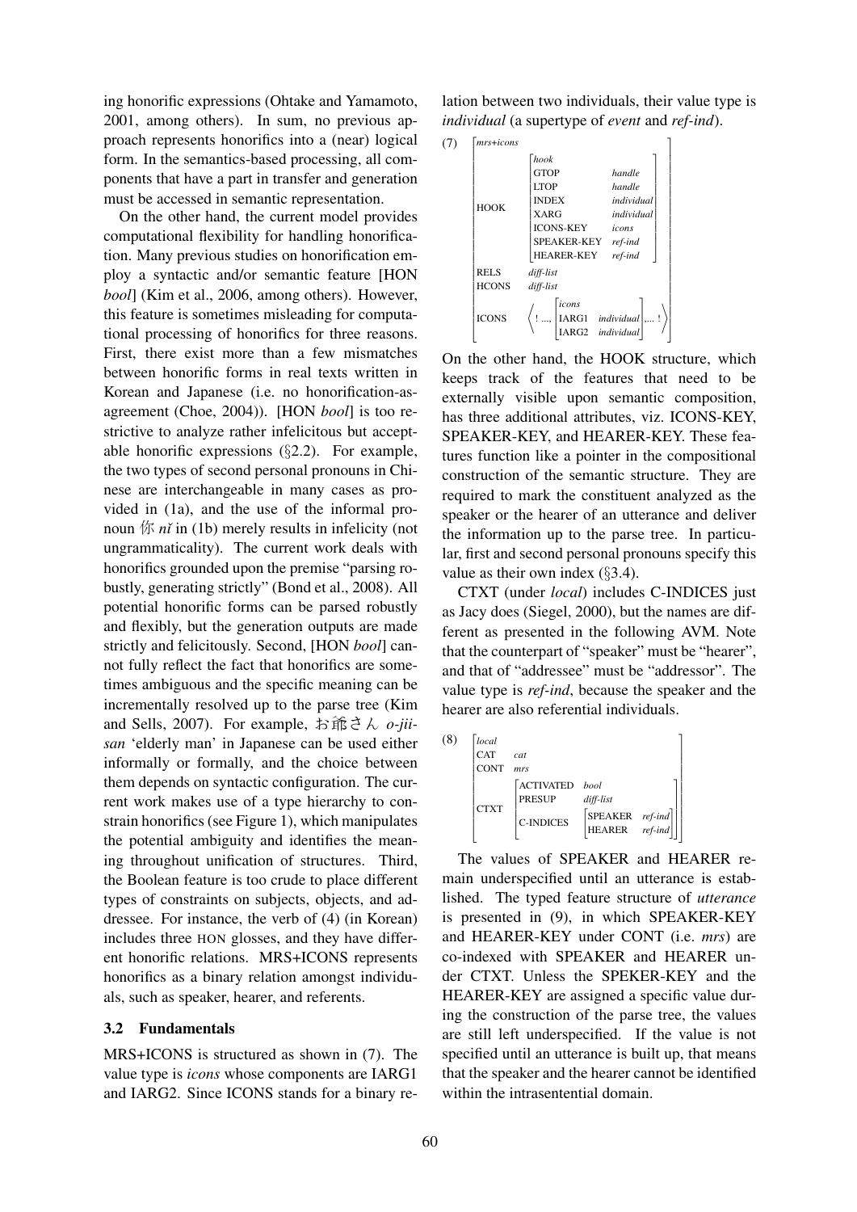ing honorific expressions (Ohtake and Yamamoto, 2001, among others). In sum, no previous approach represents honorifics into a (near) logical form. In the semantics-based processing, all components that have a part in transfer and generation must be accessed in semantic representation.

On the other hand, the current model provides computational flexibility for handling honorification. Many previous studies on honorification employ a syntactic and/or semantic feature [HON *bool*] (Kim et al., 2006, among others). However, this feature is sometimes misleading for computational processing of honorifics for three reasons. First, there exist more than a few mismatches between honorific forms in real texts written in Korean and Japanese (i.e. no honorification-as-agreement (Choe, 2004)). [HON *bool*] is too restrictive to analyze rather infelicitous but acceptable honorific expressions (§2.2). For example, the two types of second personal pronouns in Chinese are interchangeable in many cases as provided in (1a), and the use of the informal pronoun 你 *nǐ* in (1b) merely results in infelicity (not ungrammaticality). The current work deals with honorifics grounded upon the premise "parsing robustly, generating strictly" (Bond et al., 2008). All potential honorific forms can be parsed robustly and flexibly, but the generation outputs are made strictly and felicitously. Second, [HON *bool*] cannot fully reflect the fact that honorifics are sometimes ambiguous and the specific meaning can be incrementally resolved up to the parse tree (Kim and Sells, 2007). For example, お爺さん *o-jii-san* 'elderly man' in Japanese can be used either informally or formally, and the choice between them depends on syntactic configuration. The current work makes use of a type hierarchy to constrain honorifics (see Figure 1), which manipulates the potential ambiguity and identifies the meaning throughout unification of structures. Third, the Boolean feature is too crude to place different types of constraints on subjects, objects, and addressee. For instance, the verb of (4) (in Korean) includes three HON glosses, and they have different honorific relations. MRS+ICONS represents honorifics as a binary relation amongst individuals, such as speaker, hearer, and referents.

### 3.2 Fundamentals

MRS+ICONS is structured as shown in (7). The value type is *icons* whose components are IARG1 and IARG2. Since ICONS stands for a binary relation between two individuals, their value type is *individual* (a supertype of *event* and *ref-ind*).

(7)
```
[mrs+icons
 HOOK   [hook
         GTOP         handle
         LTOP         handle
         INDEX        individual
         XARG         individual
         ICONS-KEY    icons
         SPEAKER-KEY  ref-ind
         HEARER-KEY   ref-ind ]
 RELS   diff-list
 HCONS  diff-list
 ICONS  < ! ..., [icons
                  IARG1  individual
                  IARG2  individual ], ... ! > ]
```

On the other hand, the HOOK structure, which keeps track of the features that need to be externally visible upon semantic composition, has three additional attributes, viz. ICONS-KEY, SPEAKER-KEY, and HEARER-KEY. These features function like a pointer in the compositional construction of the semantic structure. They are required to mark the constituent analyzed as the speaker or the hearer of an utterance and deliver the information up to the parse tree. In particular, first and second personal pronouns specify this value as their own index (§3.4).

CTXT (under *local*) includes C-INDICES just as Jacy does (Siegel, 2000), but the names are different as presented in the following AVM. Note that the counterpart of "speaker" must be "hearer", and that of "addressee" must be "addressor". The value type is *ref-ind*, because the speaker and the hearer are also referential individuals.

(8)
```
[local
 CAT   cat
 CONT  mrs
 CTXT  [ACTIVATED  bool
        PRESUP     diff-list
        C-INDICES  [SPEAKER  ref-ind
                    HEARER   ref-ind ] ] ]
```

The values of SPEAKER and HEARER remain underspecified until an utterance is established. The typed feature structure of *utterance* is presented in (9), in which SPEAKER-KEY and HEARER-KEY under CONT (i.e. *mrs*) are co-indexed with SPEAKER and HEARER under CTXT. Unless the SPEKER-KEY and the HEARER-KEY are assigned a specific value during the construction of the parse tree, the values are still left underspecified. If the value is not specified until an utterance is built up, that means that the speaker and the hearer cannot be identified within the intrasentential domain.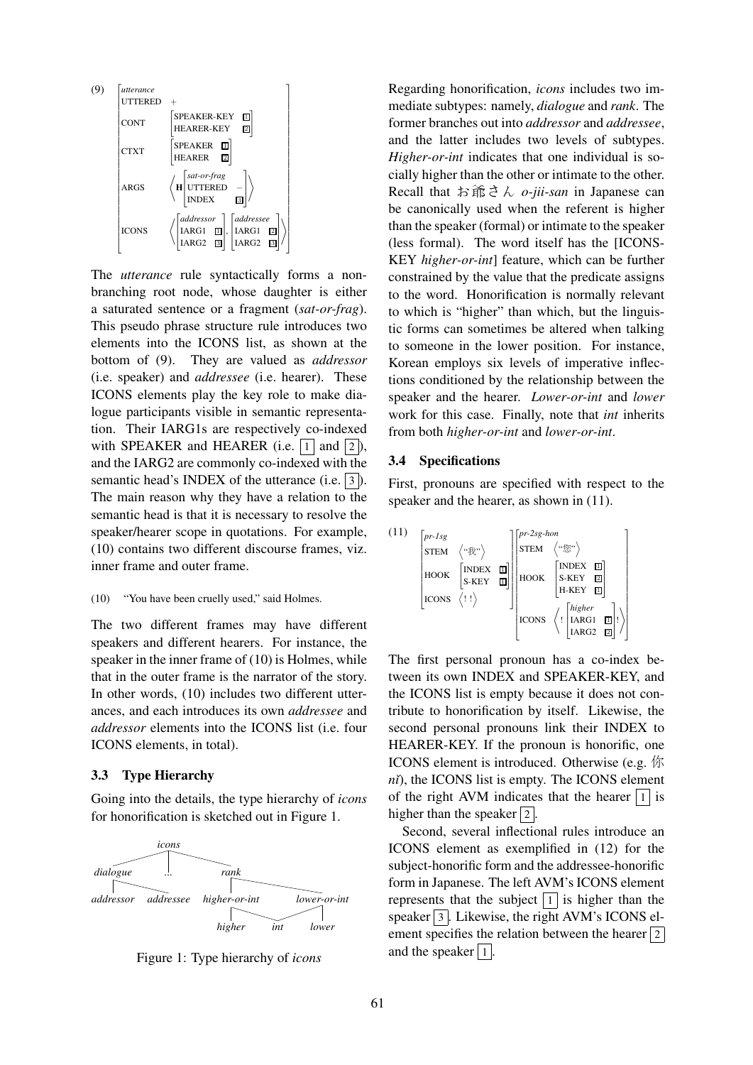(9)

$$\begin{bmatrix} \textit{utterance} & \\ \text{UTTERED} & + \\ \text{CONT} & \begin{bmatrix} \text{SPEAKER-KEY} & \boxed{1} \\ \text{HEARER-KEY} & \boxed{2} \end{bmatrix} \\ \text{CTXT} & \begin{bmatrix} \text{SPEAKER} & \boxed{1} \\ \text{HEARER} & \boxed{2} \end{bmatrix} \\ \text{ARGS} & \left\langle \mathbf{H} \begin{bmatrix} \textit{sat-or-frag} & \\ \text{UTTERED} & - \\ \text{INDEX} & \boxed{3} \end{bmatrix} \right\rangle \\ \text{ICONS} & \left\langle \begin{bmatrix} \textit{addressor} & \\ \text{IARG1} & \boxed{1} \\ \text{IARG2} & \boxed{3} \end{bmatrix}, \begin{bmatrix} \textit{addressee} & \\ \text{IARG1} & \boxed{2} \\ \text{IARG2} & \boxed{3} \end{bmatrix} \right\rangle \end{bmatrix}$$

The *utterance* rule syntactically forms a non-branching root node, whose daughter is either a saturated sentence or a fragment (*sat-or-frag*). This pseudo phrase structure rule introduces two elements into the ICONS list, as shown at the bottom of (9). They are valued as *addressor* (i.e. speaker) and *addressee* (i.e. hearer). These ICONS elements play the key role to make dialogue participants visible in semantic representation. Their IARG1s are respectively co-indexed with SPEAKER and HEARER (i.e. 1 and 2), and the IARG2 are commonly co-indexed with the semantic head's INDEX of the utterance (i.e. 3). The main reason why they have a relation to the semantic head is that it is necessary to resolve the speaker/hearer scope in quotations. For example, (10) contains two different discourse frames, viz. inner frame and outer frame.

(10) "You have been cruelly used," said Holmes.

The two different frames may have different speakers and different hearers. For instance, the speaker in the inner frame of (10) is Holmes, while that in the outer frame is the narrator of the story. In other words, (10) includes two different utterances, and each introduces its own *addressee* and *addressor* elements into the ICONS list (i.e. four ICONS elements, in total).

### 3.3 Type Hierarchy

Going into the details, the type hierarchy of *icons* for honorification is sketched out in Figure 1.

```
                icons
       ___________|_____________
      |           |             |
  dialogue       ...           rank
   ___|____                 ____|___________
  |        |               |                |
addressor addressee   higher-or-int    lower-or-int
                        ___|____     ______|
                       |        |   |       |
                     higher     int       lower
```

Figure 1: Type hierarchy of *icons*

Regarding honorification, *icons* includes two immediate subtypes: namely, *dialogue* and *rank*. The former branches out into *addressor* and *addressee*, and the latter includes two levels of subtypes. *Higher-or-int* indicates that one individual is socially higher than the other or intimate to the other. Recall that お爺さん *o-jii-san* in Japanese can be canonically used when the referent is higher than the speaker (formal) or intimate to the speaker (less formal). The word itself has the [ICONS-KEY *higher-or-int*] feature, which can be further constrained by the value that the predicate assigns to the word. Honorification is normally relevant to which is "higher" than which, but the linguistic forms can sometimes be altered when talking to someone in the lower position. For instance, Korean employs six levels of imperative inflections conditioned by the relationship between the speaker and the hearer. *Lower-or-int* and *lower* work for this case. Finally, note that *int* inherits from both *higher-or-int* and *lower-or-int*.

### 3.4 Specifications

First, pronouns are specified with respect to the speaker and the hearer, as shown in (11).

(11)

$$\begin{bmatrix} \textit{pr-1sg} & \\ \text{STEM} & \langle \text{“我”} \rangle \\ \text{HOOK} & \begin{bmatrix} \text{INDEX} & \boxed{1} \\ \text{S-KEY} & \boxed{1} \end{bmatrix} \\ \text{ICONS} & \langle ! \ ! \rangle \end{bmatrix} \begin{bmatrix} \textit{pr-2sg-hon} & \\ \text{STEM} & \langle \text{“您”} \rangle \\ \text{HOOK} & \begin{bmatrix} \text{INDEX} & \boxed{1} \\ \text{S-KEY} & \boxed{2} \\ \text{H-KEY} & \boxed{1} \end{bmatrix} \\ \text{ICONS} & \left\langle ! \begin{bmatrix} \textit{higher} & \\ \text{IARG1} & \boxed{1} \\ \text{IARG2} & \boxed{2} \end{bmatrix} ! \right\rangle \end{bmatrix}$$

The first personal pronoun has a co-index between its own INDEX and SPEAKER-KEY, and the ICONS list is empty because it does not contribute to honorification by itself. Likewise, the second personal pronouns link their INDEX to HEARER-KEY. If the pronoun is honorific, one ICONS element is introduced. Otherwise (e.g. 你 *nǐ*), the ICONS list is empty. The ICONS element of the right AVM indicates that the hearer 1 is higher than the speaker 2.

Second, several inflectional rules introduce an ICONS element as exemplified in (12) for the subject-honorific form and the addressee-honorific form in Japanese. The left AVM's ICONS element represents that the subject 1 is higher than the speaker 3. Likewise, the right AVM's ICONS element specifies the relation between the hearer 2 and the speaker 1.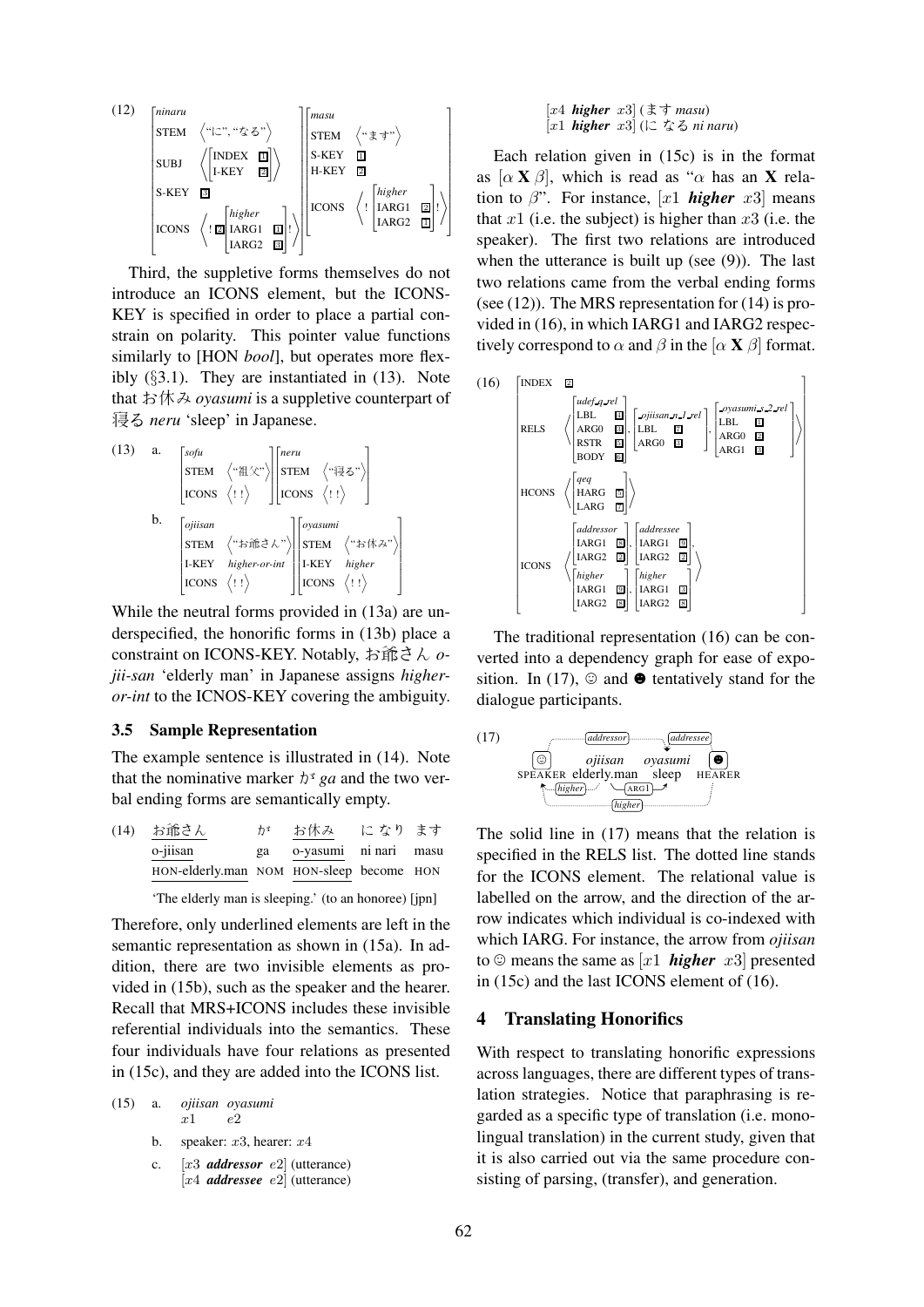(12)
$$\begin{bmatrix} \textit{ninaru} \\ \text{STEM} & \langle \text{“に”, “なる”} \rangle \\ \text{SUBJ} & \left\langle \begin{bmatrix} \text{INDEX} & \boxed{1} \\ \text{I-KEY} & \boxed{2} \end{bmatrix} \right\rangle \\ \text{S-KEY} & \boxed{3} \\ \text{ICONS} & \left\langle ! \, \boxed{2} \begin{bmatrix} \textit{higher} \\ \text{IARG1} & \boxed{1} \\ \text{IARG2} & \boxed{3} \end{bmatrix} ! \right\rangle \end{bmatrix} \begin{bmatrix} \textit{masu} \\ \text{STEM} & \langle \text{“ます”} \rangle \\ \text{S-KEY} & \boxed{1} \\ \text{H-KEY} & \boxed{2} \\ \text{ICONS} & \left\langle ! \begin{bmatrix} \textit{higher} \\ \text{IARG1} & \boxed{2} \\ \text{IARG2} & \boxed{1} \end{bmatrix} ! \right\rangle \end{bmatrix}$$

Third, the suppletive forms themselves do not introduce an ICONS element, but the ICONS-KEY is specified in order to place a partial constrain on polarity. This pointer value functions similarly to [HON *bool*], but operates more flexibly (§3.1). They are instantiated in (13). Note that お休み *oyasumi* is a suppletive counterpart of 寝る *neru* 'sleep' in Japanese.

(13) a.
$$\begin{bmatrix} \textit{sofu} \\ \text{STEM} & \langle \text{“祖父”} \rangle \\ \text{ICONS} & \langle ! \, ! \rangle \end{bmatrix} \begin{bmatrix} \textit{neru} \\ \text{STEM} & \langle \text{“寝る”} \rangle \\ \text{ICONS} & \langle ! \, ! \rangle \end{bmatrix}$$

b.
$$\begin{bmatrix} \textit{ojiisan} \\ \text{STEM} & \langle \text{“お爺さん”} \rangle \\ \text{I-KEY} & \textit{higher-or-int} \\ \text{ICONS} & \langle ! \, ! \rangle \end{bmatrix} \begin{bmatrix} \textit{oyasumi} \\ \text{STEM} & \langle \text{“お休み”} \rangle \\ \text{I-KEY} & \textit{higher} \\ \text{ICONS} & \langle ! \, ! \rangle \end{bmatrix}$$

While the neutral forms provided in (13a) are underspecified, the honorific forms in (13b) place a constraint on ICONS-KEY. Notably, お爺さん *ojii-san* 'elderly man' in Japanese assigns *higher-or-int* to the ICNOS-KEY covering the ambiguity.

### 3.5 Sample Representation

The example sentence is illustrated in (14). Note that the nominative marker が *ga* and the two verbal ending forms are semantically empty.

(14)

| お爺さん | が | お休み | に なり | ます |
|---|---|---|---|---|
| o-jiisan | ga | o-yasumi | ni nari | masu |
| HON-elderly.man | NOM | HON-sleep | become | HON |

'The elderly man is sleeping.' (to an honoree) [jpn]

Therefore, only underlined elements are left in the semantic representation as shown in (15a). In addition, there are two invisible elements as provided in (15b), such as the speaker and the hearer. Recall that MRS+ICONS includes these invisible referential individuals into the semantics. These four individuals have four relations as presented in (15c), and they are added into the ICONS list.

(15) a. *ojiisan* $x1$ *oyasumi* $e2$

b. speaker: $x3$, hearer: $x4$

c. $[x3$ ***addressor*** $e2]$ (utterance)
$[x4$ ***addressee*** $e2]$ (utterance)
$[x4$ ***higher*** $x3]$ (ます *masu*)
$[x1$ ***higher*** $x3]$ (に なる *ni naru*)

Each relation given in (15c) is in the format as $[\alpha \; \mathbf{X} \; \beta]$, which is read as "$\alpha$ has an $\mathbf{X}$ relation to $\beta$". For instance, $[x1$ ***higher*** $x3]$ means that $x1$ (i.e. the subject) is higher than $x3$ (i.e. the speaker). The first two relations are introduced when the utterance is built up (see (9)). The last two relations came from the verbal ending forms (see (12)). The MRS representation for (14) is provided in (16), in which IARG1 and IARG2 respectively correspond to $\alpha$ and $\beta$ in the $[\alpha \; \mathbf{X} \; \beta]$ format.

(16)
$$\begin{bmatrix} \text{INDEX} & \boxed{2} \\ \text{RELS} & \left\langle \begin{bmatrix} \textit{udef\_q\_rel} \\ \text{LBL} & \boxed{4} \\ \text{ARG0} & \boxed{1} \\ \text{RSTR} & \boxed{5} \\ \text{BODY} & \boxed{6} \end{bmatrix}, \begin{bmatrix} \textit{\_ojiisan\_n\_1\_rel} \\ \text{LBL} & \boxed{7} \\ \text{ARG0} & \boxed{1} \end{bmatrix}, \begin{bmatrix} \textit{\_oyasumi\_s\_2\_rel} \\ \text{LBL} & \boxed{8} \\ \text{ARG0} & \boxed{2} \\ \text{ARG1} & \boxed{1} \end{bmatrix} \right\rangle \\ \text{HCONS} & \left\langle \begin{bmatrix} \textit{qeq} \\ \text{HARG} & \boxed{5} \\ \text{LARG} & \boxed{7} \end{bmatrix} \right\rangle \\ \text{ICONS} & \left\langle \begin{bmatrix} \textit{addressor} \\ \text{IARG1} & \boxed{3} \\ \text{IARG2} & \boxed{2} \end{bmatrix}, \begin{bmatrix} \textit{addressee} \\ \text{IARG1} & \boxed{9} \\ \text{IARG2} & \boxed{2} \end{bmatrix}, \begin{bmatrix} \textit{higher} \\ \text{IARG1} & \boxed{9} \\ \text{IARG2} & \boxed{3} \end{bmatrix}, \begin{bmatrix} \textit{higher} \\ \text{IARG1} & \boxed{1} \\ \text{IARG2} & \boxed{3} \end{bmatrix} \right\rangle \end{bmatrix}$$

The traditional representation (16) can be converted into a dependency graph for ease of exposition. In (17), ☺ and ☻ tentatively stand for the dialogue participants.

(17) [Dependency graph: ☺ SPEAKER, *ojiisan* elderly.man, *oyasumi* sleep, ☻ HEARER; arcs labelled *addressor*, *addressee*, ARG1, *higher*, *higher*]

The solid line in (17) means that the relation is specified in the RELS list. The dotted line stands for the ICONS element. The relational value is labelled on the arrow, and the direction of the arrow indicates which individual is co-indexed with which IARG. For instance, the arrow from *ojiisan* to ☺ means the same as $[x1$ ***higher*** $x3]$ presented in (15c) and the last ICONS element of (16).

## 4 Translating Honorifics

With respect to translating honorific expressions across languages, there are different types of translation strategies. Notice that paraphrasing is regarded as a specific type of translation (i.e. monolingual translation) in the current study, given that it is also carried out via the same procedure consisting of parsing, (transfer), and generation.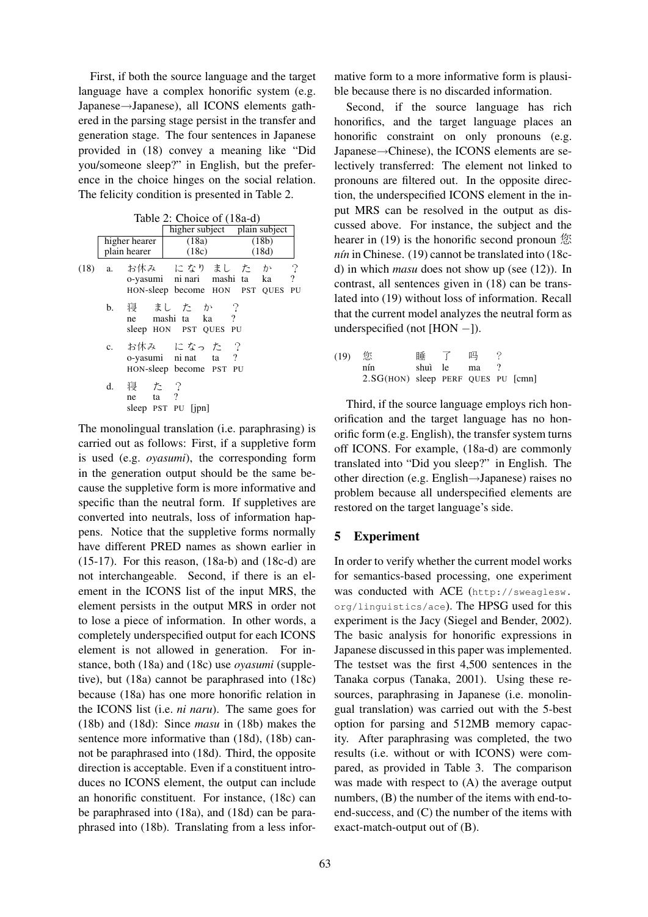First, if both the source language and the target language have a complex honorific system (e.g. Japanese→Japanese), all ICONS elements gathered in the parsing stage persist in the transfer and generation stage. The four sentences in Japanese provided in (18) convey a meaning like "Did you/someone sleep?" in English, but the preference in the choice hinges on the social relation. The felicity condition is presented in Table 2.

Table 2: Choice of (18a-d)

| | higher subject | plain subject |
|---|---|---|
| higher hearer | (18a) | (18b) |
| plain hearer | (18c) | (18d) |

(18) a. お休み になり まし た か ？
o-yasumi ni nari mashi ta ka ?
HON-sleep become HON PST QUES PU

b. 寝 まし た か ？
ne mashi ta ka ?
sleep HON PST QUES PU

c. お休み になっ た ？
o-yasumi ni nat ta ?
HON-sleep become PST PU

d. 寝 た ？
ne ta ?
sleep PST PU [jpn]

The monolingual translation (i.e. paraphrasing) is carried out as follows: First, if a suppletive form is used (e.g. *oyasumi*), the corresponding form in the generation output should be the same because the suppletive form is more informative and specific than the neutral form. If suppletives are converted into neutrals, loss of information happens. Notice that the suppletive forms normally have different PRED names as shown earlier in (15-17). For this reason, (18a-b) and (18c-d) are not interchangeable. Second, if there is an element in the ICONS list of the input MRS, the element persists in the output MRS in order not to lose a piece of information. In other words, a completely underspecified output for each ICONS element is not allowed in generation. For instance, both (18a) and (18c) use *oyasumi* (suppletive), but (18a) cannot be paraphrased into (18c) because (18a) has one more honorific relation in the ICONS list (i.e. *ni naru*). The same goes for (18b) and (18d): Since *masu* in (18b) makes the sentence more informative than (18d), (18b) cannot be paraphrased into (18d). Third, the opposite direction is acceptable. Even if a constituent introduces no ICONS element, the output can include an honorific constituent. For instance, (18c) can be paraphrased into (18a), and (18d) can be paraphrased into (18b). Translating from a less informative form to a more informative form is plausible because there is no discarded information.

Second, if the source language has rich honorifics, and the target language places an honorific constraint on only pronouns (e.g. Japanese→Chinese), the ICONS elements are selectively transferred: The element not linked to pronouns are filtered out. In the opposite direction, the underspecified ICONS element in the input MRS can be resolved in the output as discussed above. For instance, the subject and the hearer in (19) is the honorific second pronoun 您 *nín* in Chinese. (19) cannot be translated into (18c-d) in which *masu* does not show up (see (12)). In contrast, all sentences given in (18) can be translated into (19) without loss of information. Recall that the current model analyzes the neutral form as underspecified (not [HON −]).

(19) 您 睡 了 吗 ？
nín shuì le ma ?
2.SG(HON) sleep PERF QUES PU [cmn]

Third, if the source language employs rich honorification and the target language has no honorific form (e.g. English), the transfer system turns off ICONS. For example, (18a-d) are commonly translated into "Did you sleep?" in English. The other direction (e.g. English→Japanese) raises no problem because all underspecified elements are restored on the target language's side.

## 5 Experiment

In order to verify whether the current model works for semantics-based processing, one experiment was conducted with ACE (http://sweaglesw.org/linguistics/ace). The HPSG used for this experiment is the Jacy (Siegel and Bender, 2002). The basic analysis for honorific expressions in Japanese discussed in this paper was implemented. The testset was the first 4,500 sentences in the Tanaka corpus (Tanaka, 2001). Using these resources, paraphrasing in Japanese (i.e. monolingual translation) was carried out with the 5-best option for parsing and 512MB memory capacity. After paraphrasing was completed, the two results (i.e. without or with ICONS) were compared, as provided in Table 3. The comparison was made with respect to (A) the average output numbers, (B) the number of the items with end-to-end-success, and (C) the number of the items with exact-match-output out of (B).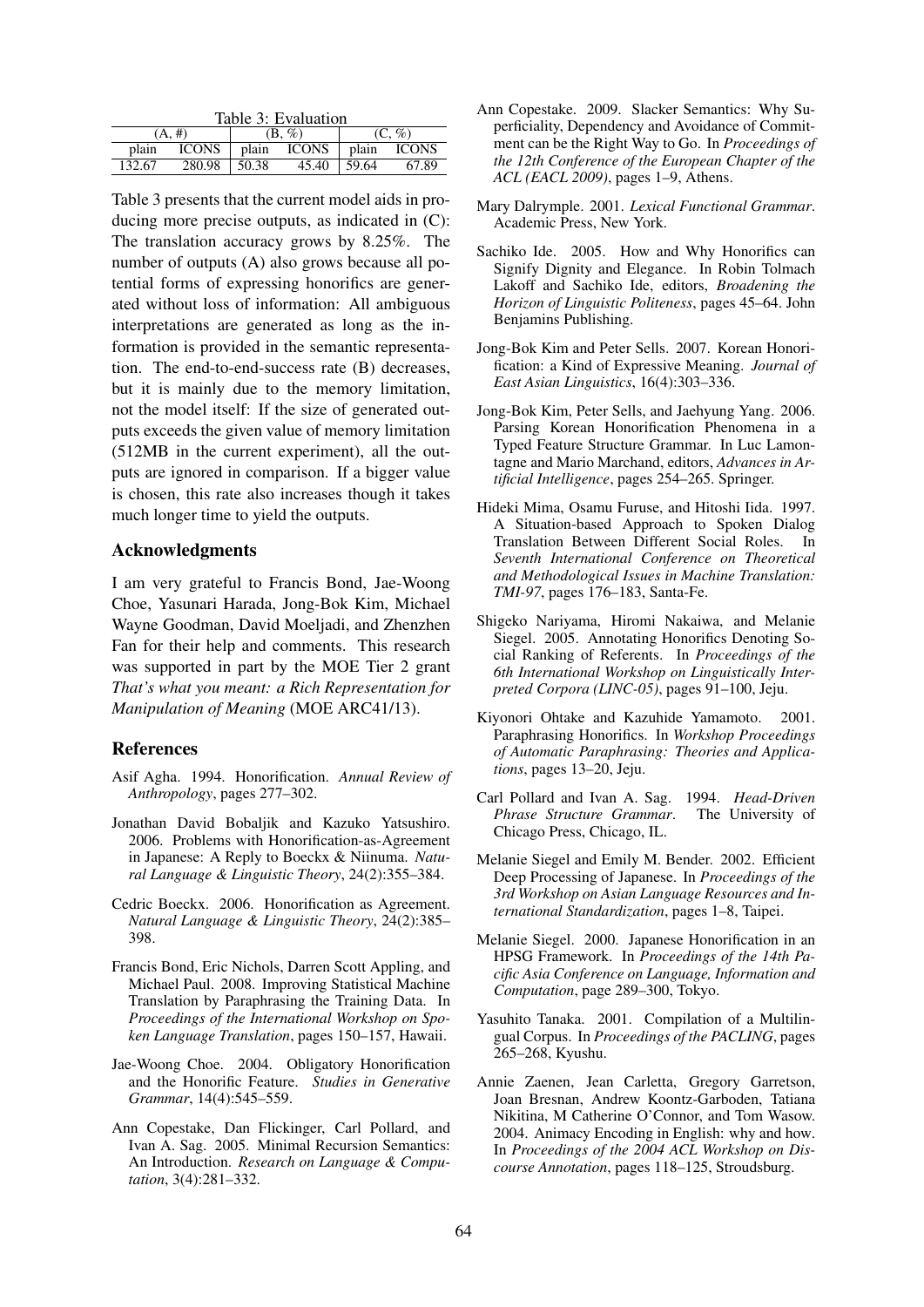Table 3: Evaluation

| (A, #) | | (B, %) | | (C, %) | |
|---|---|---|---|---|---|
| plain | ICONS | plain | ICONS | plain | ICONS |
| 132.67 | 280.98 | 50.38 | 45.40 | 59.64 | 67.89 |

Table 3 presents that the current model aids in producing more precise outputs, as indicated in (C): The translation accuracy grows by 8.25%. The number of outputs (A) also grows because all potential forms of expressing honorifics are generated without loss of information: All ambiguous interpretations are generated as long as the information is provided in the semantic representation. The end-to-end-success rate (B) decreases, but it is mainly due to the memory limitation, not the model itself: If the size of generated outputs exceeds the given value of memory limitation (512MB in the current experiment), all the outputs are ignored in comparison. If a bigger value is chosen, this rate also increases though it takes much longer time to yield the outputs.

## Acknowledgments

I am very grateful to Francis Bond, Jae-Woong Choe, Yasunari Harada, Jong-Bok Kim, Michael Wayne Goodman, David Moeljadi, and Zhenzhen Fan for their help and comments. This research was supported in part by the MOE Tier 2 grant *That's what you meant: a Rich Representation for Manipulation of Meaning* (MOE ARC41/13).

## References

Asif Agha. 1994. Honorification. *Annual Review of Anthropology*, pages 277–302.

Jonathan David Bobaljik and Kazuko Yatsushiro. 2006. Problems with Honorification-as-Agreement in Japanese: A Reply to Boeckx & Niinuma. *Natural Language & Linguistic Theory*, 24(2):355–384.

Cedric Boeckx. 2006. Honorification as Agreement. *Natural Language & Linguistic Theory*, 24(2):385–398.

Francis Bond, Eric Nichols, Darren Scott Appling, and Michael Paul. 2008. Improving Statistical Machine Translation by Paraphrasing the Training Data. In *Proceedings of the International Workshop on Spoken Language Translation*, pages 150–157, Hawaii.

Jae-Woong Choe. 2004. Obligatory Honorification and the Honorific Feature. *Studies in Generative Grammar*, 14(4):545–559.

Ann Copestake, Dan Flickinger, Carl Pollard, and Ivan A. Sag. 2005. Minimal Recursion Semantics: An Introduction. *Research on Language & Computation*, 3(4):281–332.

Ann Copestake. 2009. Slacker Semantics: Why Superficiality, Dependency and Avoidance of Commitment can be the Right Way to Go. In *Proceedings of the 12th Conference of the European Chapter of the ACL (EACL 2009)*, pages 1–9, Athens.

Mary Dalrymple. 2001. *Lexical Functional Grammar*. Academic Press, New York.

Sachiko Ide. 2005. How and Why Honorifics can Signify Dignity and Elegance. In Robin Tolmach Lakoff and Sachiko Ide, editors, *Broadening the Horizon of Linguistic Politeness*, pages 45–64. John Benjamins Publishing.

Jong-Bok Kim and Peter Sells. 2007. Korean Honorification: a Kind of Expressive Meaning. *Journal of East Asian Linguistics*, 16(4):303–336.

Jong-Bok Kim, Peter Sells, and Jaehyung Yang. 2006. Parsing Korean Honorification Phenomena in a Typed Feature Structure Grammar. In Luc Lamontagne and Mario Marchand, editors, *Advances in Artificial Intelligence*, pages 254–265. Springer.

Hideki Mima, Osamu Furuse, and Hitoshi Iida. 1997. A Situation-based Approach to Spoken Dialog Translation Between Different Social Roles. In *Seventh International Conference on Theoretical and Methodological Issues in Machine Translation: TMI-97*, pages 176–183, Santa-Fe.

Shigeko Nariyama, Hiromi Nakaiwa, and Melanie Siegel. 2005. Annotating Honorifics Denoting Social Ranking of Referents. In *Proceedings of the 6th International Workshop on Linguistically Interpreted Corpora (LINC-05)*, pages 91–100, Jeju.

Kiyonori Ohtake and Kazuhide Yamamoto. 2001. Paraphrasing Honorifics. In *Workshop Proceedings of Automatic Paraphrasing: Theories and Applications*, pages 13–20, Jeju.

Carl Pollard and Ivan A. Sag. 1994. *Head-Driven Phrase Structure Grammar*. The University of Chicago Press, Chicago, IL.

Melanie Siegel and Emily M. Bender. 2002. Efficient Deep Processing of Japanese. In *Proceedings of the 3rd Workshop on Asian Language Resources and International Standardization*, pages 1–8, Taipei.

Melanie Siegel. 2000. Japanese Honorification in an HPSG Framework. In *Proceedings of the 14th Pacific Asia Conference on Language, Information and Computation*, page 289–300, Tokyo.

Yasuhito Tanaka. 2001. Compilation of a Multilingual Corpus. In *Proceedings of the PACLING*, pages 265–268, Kyushu.

Annie Zaenen, Jean Carletta, Gregory Garretson, Joan Bresnan, Andrew Koontz-Garboden, Tatiana Nikitina, M Catherine O'Connor, and Tom Wasow. 2004. Animacy Encoding in English: why and how. In *Proceedings of the 2004 ACL Workshop on Discourse Annotation*, pages 118–125, Stroudsburg.